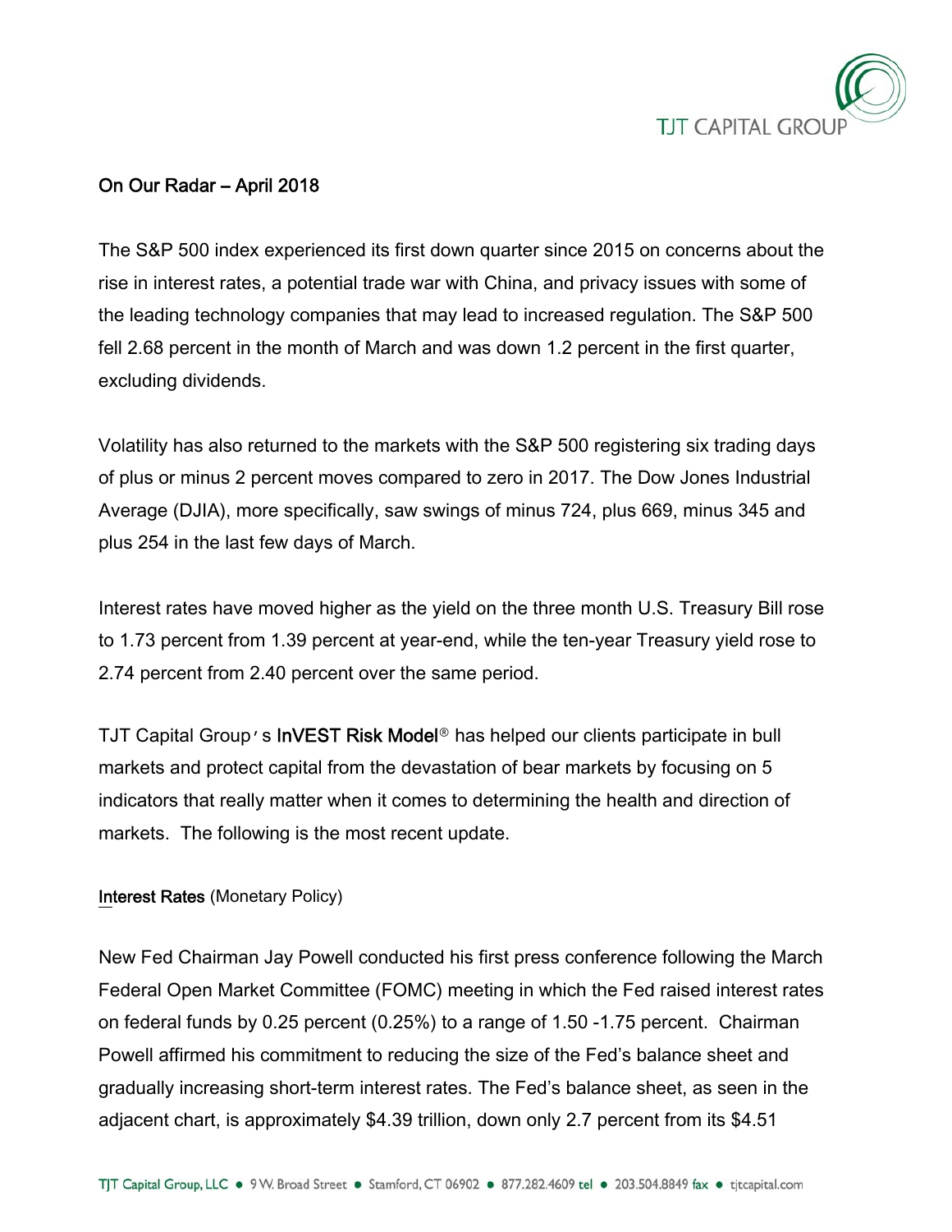## On Our Radar – April 2018

The S&P 500 index experienced its first down quarter since 2015 on concerns about the rise in interest rates, a potential trade war with China, and privacy issues with some of the leading technology companies that may lead to increased regulation. The S&P 500 fell 2.68 percent in the month of March and was down 1.2 percent in the first quarter, excluding dividends.

Volatility has also returned to the markets with the S&P 500 registering six trading days of plus or minus 2 percent moves compared to zero in 2017. The Dow Jones Industrial Average (DJIA), more specifically, saw swings of minus 724, plus 669, minus 345 and plus 254 in the last few days of March.

Interest rates have moved higher as the yield on the three month U.S. Treasury Bill rose to 1.73 percent from 1.39 percent at year-end, while the ten-year Treasury yield rose to 2.74 percent from 2.40 percent over the same period.

TJT Capital Group's **InVEST Risk Model**® has helped our clients participate in bull markets and protect capital from the devastation of bear markets by focusing on 5 indicators that really matter when it comes to determining the health and direction of markets. The following is the most recent update.

### Interest Rates (Monetary Policy)

New Fed Chairman Jay Powell conducted his first press conference following the March Federal Open Market Committee (FOMC) meeting in which the Fed raised interest rates on federal funds by 0.25 percent (0.25%) to a range of 1.50 -1.75 percent. Chairman Powell affirmed his commitment to reducing the size of the Fed's balance sheet and gradually increasing short-term interest rates. The Fed's balance sheet, as seen in the adjacent chart, is approximately $4.39 trillion, down only 2.7 percent from its $4.51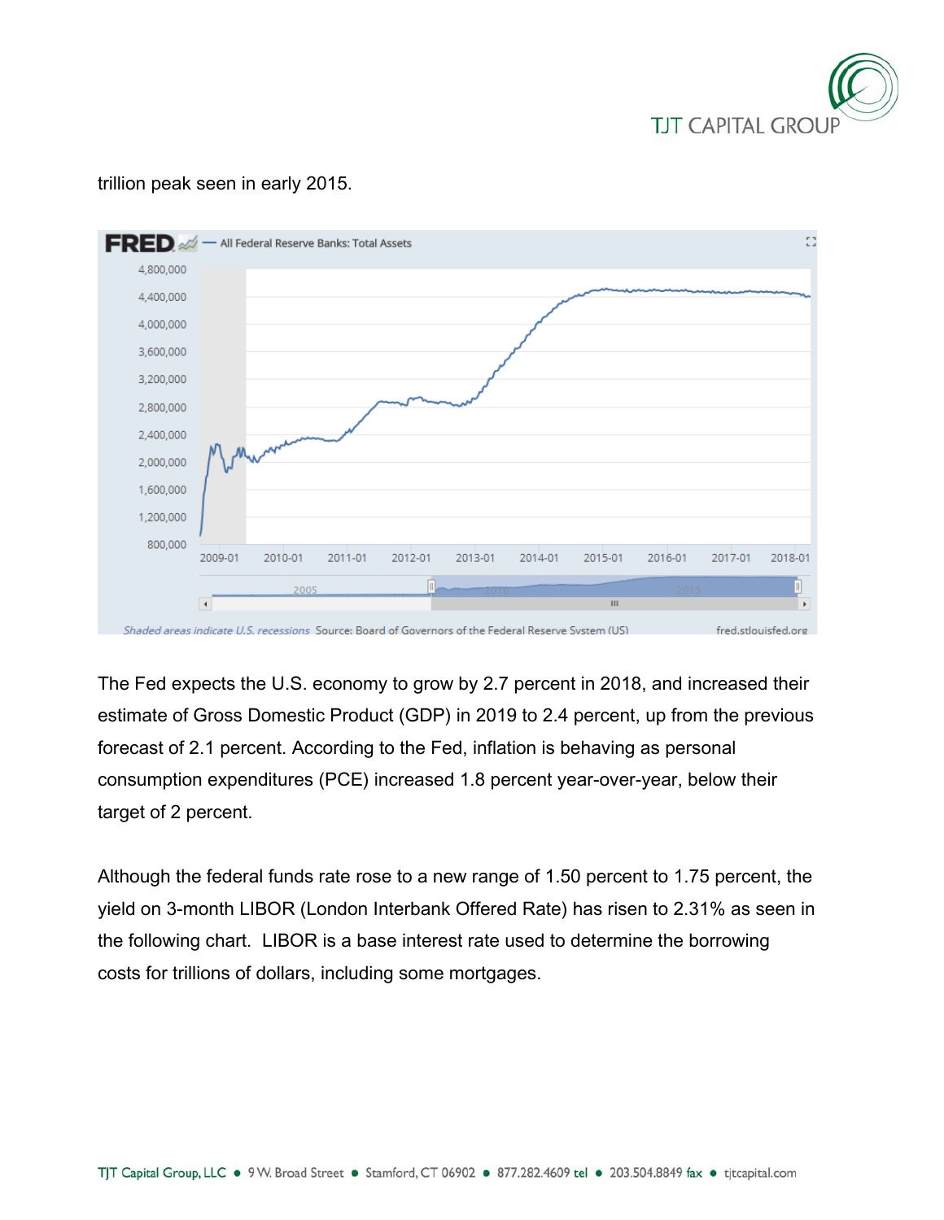trillion peak seen in early 2015.

The Fed expects the U.S. economy to grow by 2.7 percent in 2018, and increased their estimate of Gross Domestic Product (GDP) in 2019 to 2.4 percent, up from the previous forecast of 2.1 percent. According to the Fed, inflation is behaving as personal consumption expenditures (PCE) increased 1.8 percent year-over-year, below their target of 2 percent.

Although the federal funds rate rose to a new range of 1.50 percent to 1.75 percent, the yield on 3-month LIBOR (London Interbank Offered Rate) has risen to 2.31% as seen in the following chart. LIBOR is a base interest rate used to determine the borrowing costs for trillions of dollars, including some mortgages.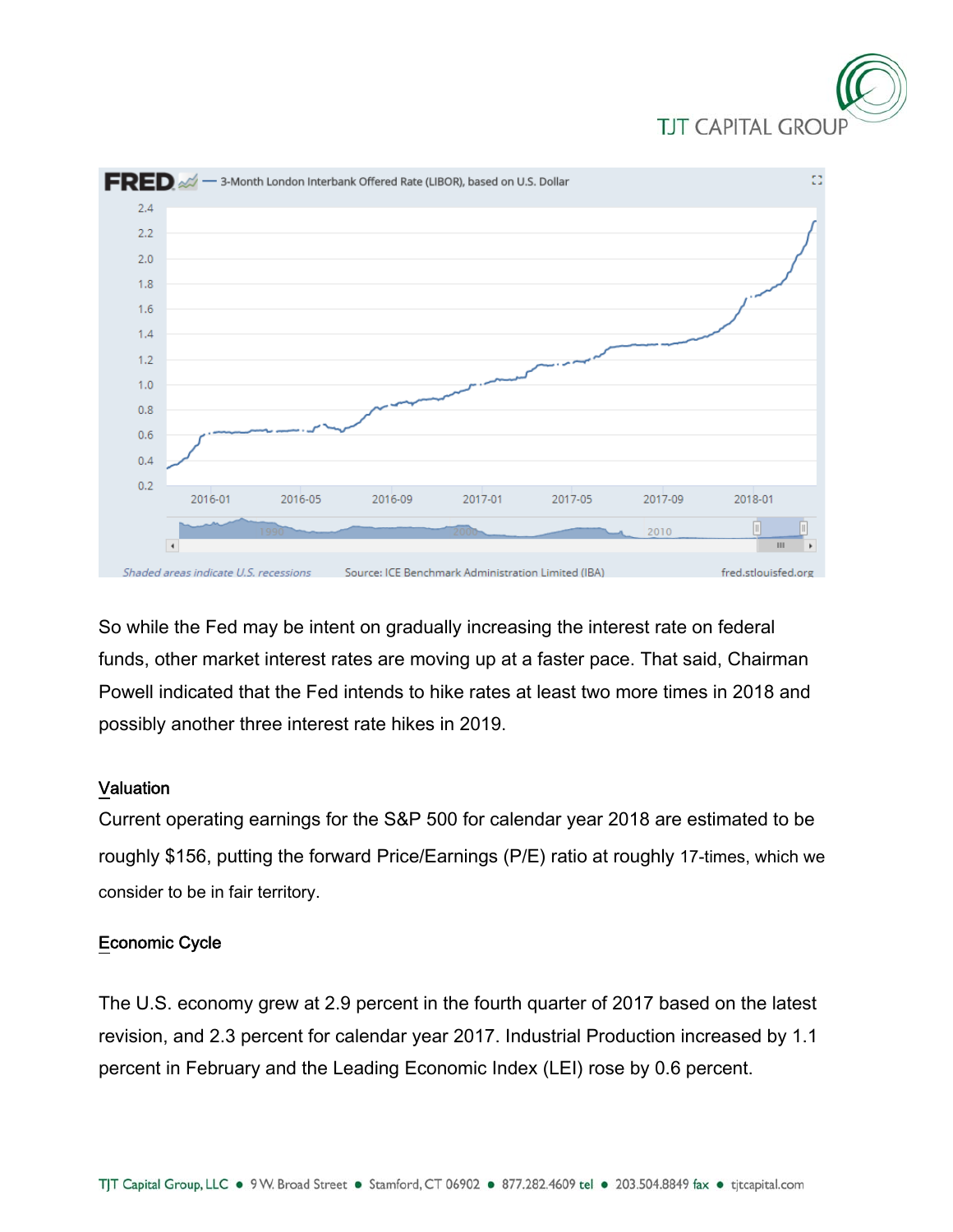So while the Fed may be intent on gradually increasing the interest rate on federal funds, other market interest rates are moving up at a faster pace. That said, Chairman Powell indicated that the Fed intends to hike rates at least two more times in 2018 and possibly another three interest rate hikes in 2019.

## Valuation

Current operating earnings for the S&P 500 for calendar year 2018 are estimated to be roughly $156, putting the forward Price/Earnings (P/E) ratio at roughly 17-times, which we consider to be in fair territory.

## Economic Cycle

The U.S. economy grew at 2.9 percent in the fourth quarter of 2017 based on the latest revision, and 2.3 percent for calendar year 2017. Industrial Production increased by 1.1 percent in February and the Leading Economic Index (LEI) rose by 0.6 percent.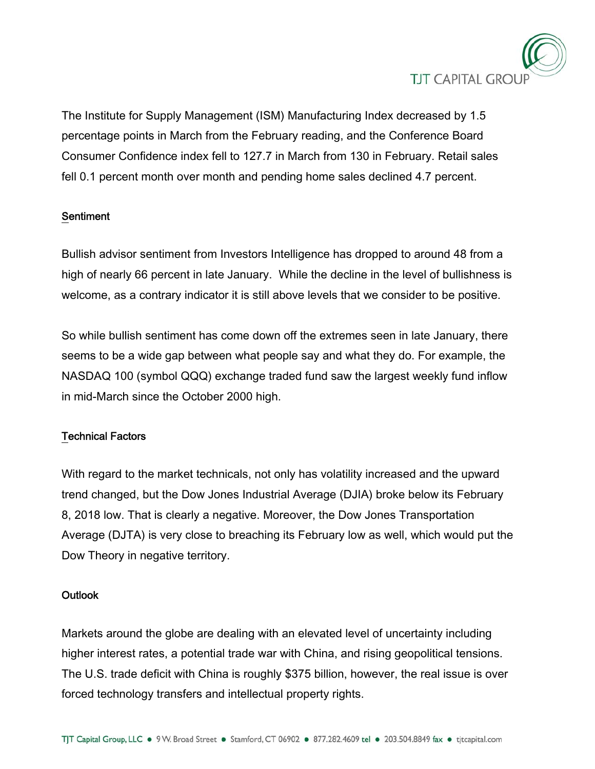The Institute for Supply Management (ISM) Manufacturing Index decreased by 1.5 percentage points in March from the February reading, and the Conference Board Consumer Confidence index fell to 127.7 in March from 130 in February. Retail sales fell 0.1 percent month over month and pending home sales declined 4.7 percent.

## Sentiment

Bullish advisor sentiment from Investors Intelligence has dropped to around 48 from a high of nearly 66 percent in late January. While the decline in the level of bullishness is welcome, as a contrary indicator it is still above levels that we consider to be positive.

So while bullish sentiment has come down off the extremes seen in late January, there seems to be a wide gap between what people say and what they do. For example, the NASDAQ 100 (symbol QQQ) exchange traded fund saw the largest weekly fund inflow in mid-March since the October 2000 high.

## Technical Factors

With regard to the market technicals, not only has volatility increased and the upward trend changed, but the Dow Jones Industrial Average (DJIA) broke below its February 8, 2018 low. That is clearly a negative. Moreover, the Dow Jones Transportation Average (DJTA) is very close to breaching its February low as well, which would put the Dow Theory in negative territory.

## Outlook

Markets around the globe are dealing with an elevated level of uncertainty including higher interest rates, a potential trade war with China, and rising geopolitical tensions. The U.S. trade deficit with China is roughly $375 billion, however, the real issue is over forced technology transfers and intellectual property rights.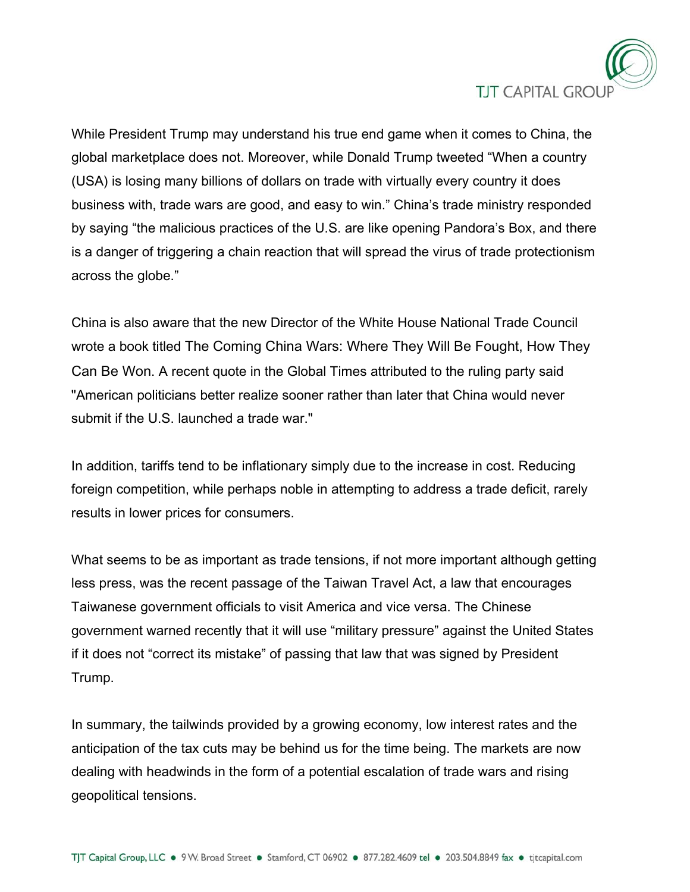While President Trump may understand his true end game when it comes to China, the global marketplace does not. Moreover, while Donald Trump tweeted "When a country (USA) is losing many billions of dollars on trade with virtually every country it does business with, trade wars are good, and easy to win." China's trade ministry responded by saying "the malicious practices of the U.S. are like opening Pandora's Box, and there is a danger of triggering a chain reaction that will spread the virus of trade protectionism across the globe."

China is also aware that the new Director of the White House National Trade Council wrote a book titled The Coming China Wars: Where They Will Be Fought, How They Can Be Won. A recent quote in the Global Times attributed to the ruling party said "American politicians better realize sooner rather than later that China would never submit if the U.S. launched a trade war."

In addition, tariffs tend to be inflationary simply due to the increase in cost. Reducing foreign competition, while perhaps noble in attempting to address a trade deficit, rarely results in lower prices for consumers.

What seems to be as important as trade tensions, if not more important although getting less press, was the recent passage of the Taiwan Travel Act, a law that encourages Taiwanese government officials to visit America and vice versa. The Chinese government warned recently that it will use "military pressure" against the United States if it does not "correct its mistake" of passing that law that was signed by President Trump.

In summary, the tailwinds provided by a growing economy, low interest rates and the anticipation of the tax cuts may be behind us for the time being. The markets are now dealing with headwinds in the form of a potential escalation of trade wars and rising geopolitical tensions.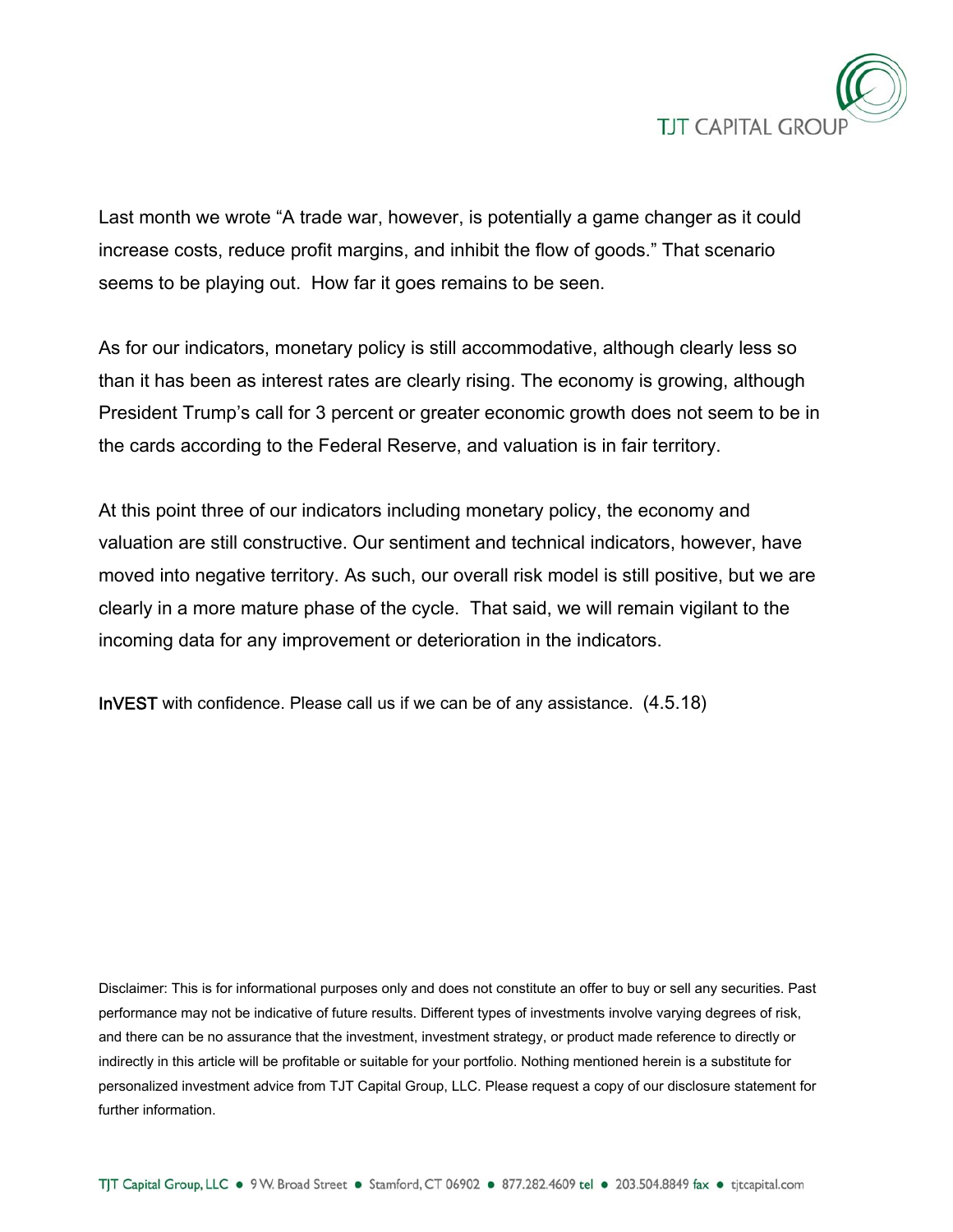Last month we wrote "A trade war, however, is potentially a game changer as it could increase costs, reduce profit margins, and inhibit the flow of goods." That scenario seems to be playing out. How far it goes remains to be seen.

As for our indicators, monetary policy is still accommodative, although clearly less so than it has been as interest rates are clearly rising. The economy is growing, although President Trump's call for 3 percent or greater economic growth does not seem to be in the cards according to the Federal Reserve, and valuation is in fair territory.

At this point three of our indicators including monetary policy, the economy and valuation are still constructive. Our sentiment and technical indicators, however, have moved into negative territory. As such, our overall risk model is still positive, but we are clearly in a more mature phase of the cycle. That said, we will remain vigilant to the incoming data for any improvement or deterioration in the indicators.

**InVEST** with confidence. Please call us if we can be of any assistance. (4.5.18)

Disclaimer: This is for informational purposes only and does not constitute an offer to buy or sell any securities. Past performance may not be indicative of future results. Different types of investments involve varying degrees of risk, and there can be no assurance that the investment, investment strategy, or product made reference to directly or indirectly in this article will be profitable or suitable for your portfolio. Nothing mentioned herein is a substitute for personalized investment advice from TJT Capital Group, LLC. Please request a copy of our disclosure statement for further information.

TJT Capital Group, LLC • 9 W. Broad Street • Stamford, CT 06902 • 877.282.4609 tel • 203.504.8849 fax • tjtcapital.com